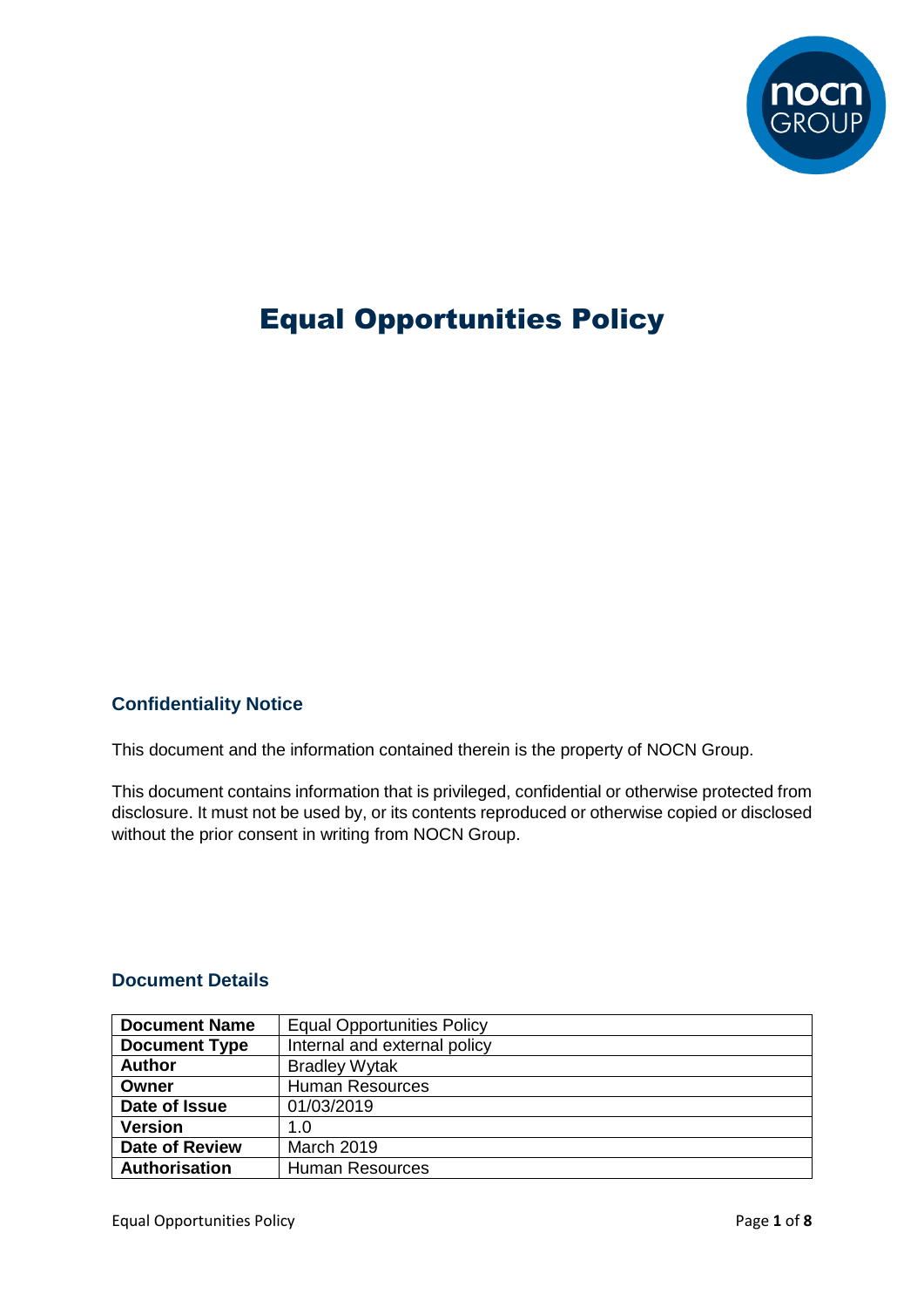# Equal Opportunities Policy

## Confidentiality Notice

This document and the information contained therein is the property of NOCN Group.

This document contains information that is privileged, confidential or otherwise protected from disclosure. It must not be used by, or its contents reproduced or otherwise copied or disclosed without the prior consent in writing from NOCN Group.

## Document Details

| | |
|---|---|
| **Document Name** | Equal Opportunities Policy |
| **Document Type** | Internal and external policy |
| **Author** | Bradley Wytak |
| **Owner** | Human Resources |
| **Date of Issue** | 01/03/2019 |
| **Version** | 1.0 |
| **Date of Review** | March 2019 |
| **Authorisation** | Human Resources |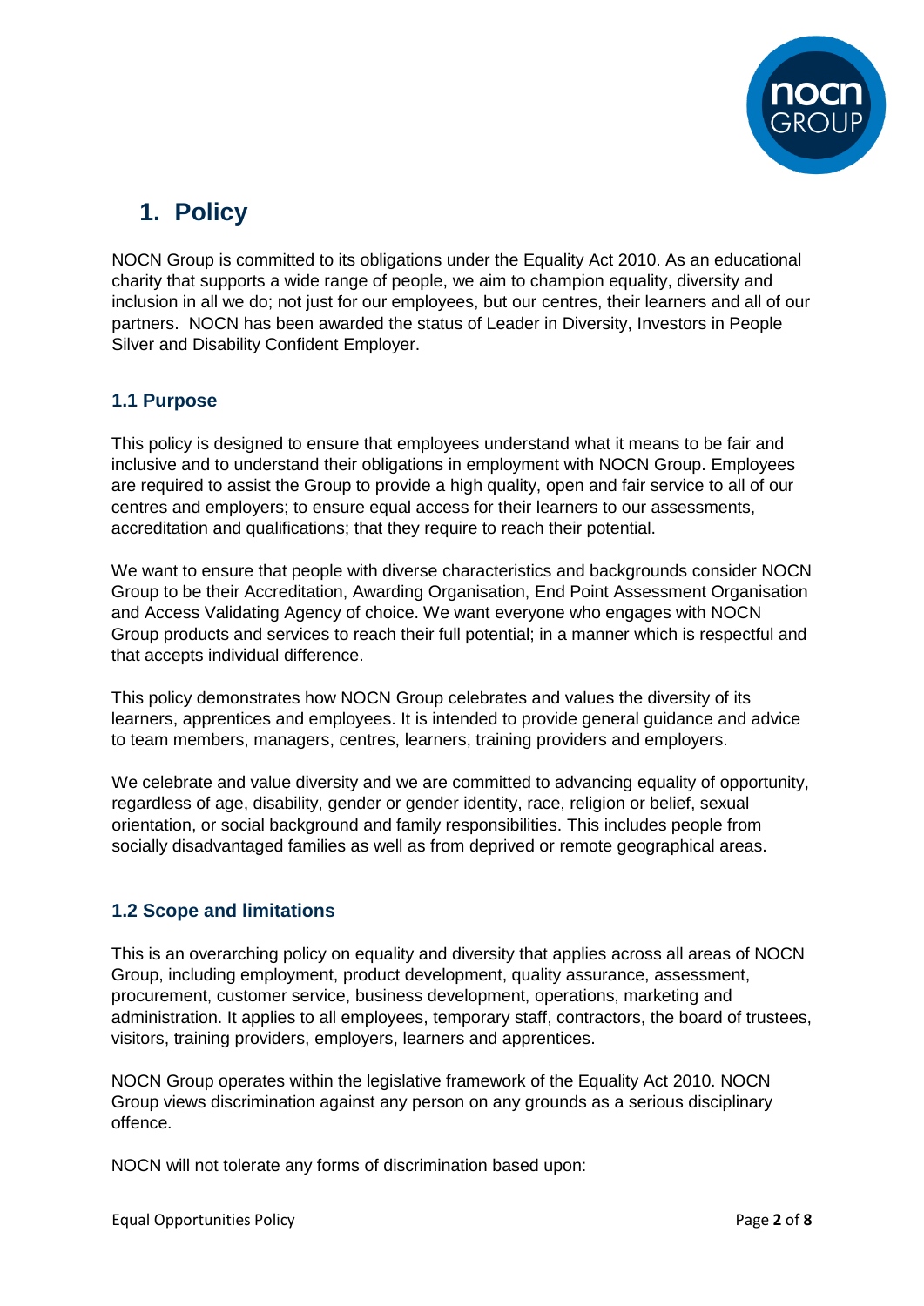# 1. Policy

NOCN Group is committed to its obligations under the Equality Act 2010. As an educational charity that supports a wide range of people, we aim to champion equality, diversity and inclusion in all we do; not just for our employees, but our centres, their learners and all of our partners. NOCN has been awarded the status of Leader in Diversity, Investors in People Silver and Disability Confident Employer.

## 1.1 Purpose

This policy is designed to ensure that employees understand what it means to be fair and inclusive and to understand their obligations in employment with NOCN Group. Employees are required to assist the Group to provide a high quality, open and fair service to all of our centres and employers; to ensure equal access for their learners to our assessments, accreditation and qualifications; that they require to reach their potential.

We want to ensure that people with diverse characteristics and backgrounds consider NOCN Group to be their Accreditation, Awarding Organisation, End Point Assessment Organisation and Access Validating Agency of choice. We want everyone who engages with NOCN Group products and services to reach their full potential; in a manner which is respectful and that accepts individual difference.

This policy demonstrates how NOCN Group celebrates and values the diversity of its learners, apprentices and employees. It is intended to provide general guidance and advice to team members, managers, centres, learners, training providers and employers.

We celebrate and value diversity and we are committed to advancing equality of opportunity, regardless of age, disability, gender or gender identity, race, religion or belief, sexual orientation, or social background and family responsibilities. This includes people from socially disadvantaged families as well as from deprived or remote geographical areas.

## 1.2 Scope and limitations

This is an overarching policy on equality and diversity that applies across all areas of NOCN Group, including employment, product development, quality assurance, assessment, procurement, customer service, business development, operations, marketing and administration. It applies to all employees, temporary staff, contractors, the board of trustees, visitors, training providers, employers, learners and apprentices.

NOCN Group operates within the legislative framework of the Equality Act 2010. NOCN Group views discrimination against any person on any grounds as a serious disciplinary offence.

NOCN will not tolerate any forms of discrimination based upon: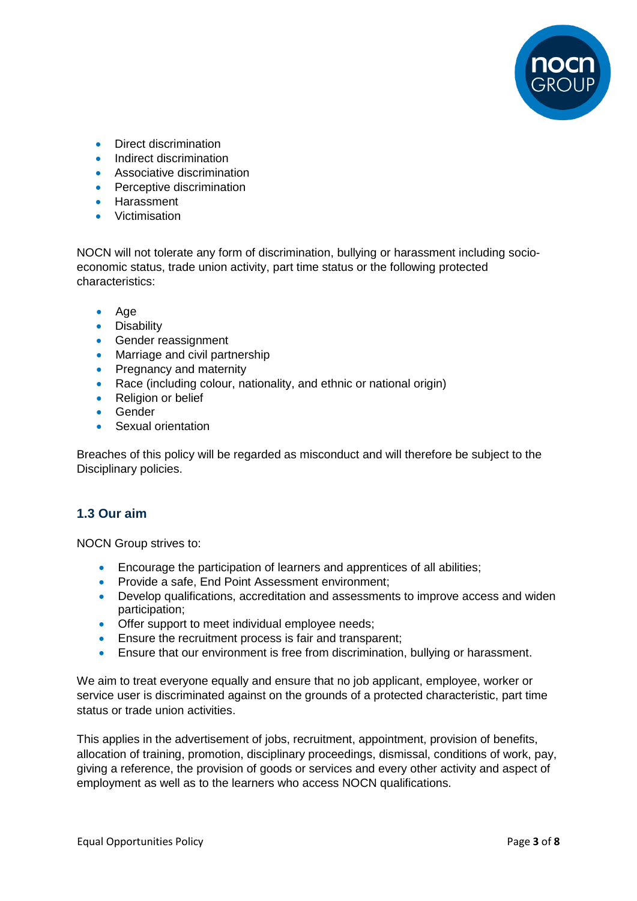- Direct discrimination
- Indirect discrimination
- Associative discrimination
- Perceptive discrimination
- Harassment
- Victimisation

NOCN will not tolerate any form of discrimination, bullying or harassment including socio-economic status, trade union activity, part time status or the following protected characteristics:

- Age
- Disability
- Gender reassignment
- Marriage and civil partnership
- Pregnancy and maternity
- Race (including colour, nationality, and ethnic or national origin)
- Religion or belief
- Gender
- Sexual orientation

Breaches of this policy will be regarded as misconduct and will therefore be subject to the Disciplinary policies.

### 1.3 Our aim

NOCN Group strives to:

- Encourage the participation of learners and apprentices of all abilities;
- Provide a safe, End Point Assessment environment;
- Develop qualifications, accreditation and assessments to improve access and widen participation;
- Offer support to meet individual employee needs;
- Ensure the recruitment process is fair and transparent;
- Ensure that our environment is free from discrimination, bullying or harassment.

We aim to treat everyone equally and ensure that no job applicant, employee, worker or service user is discriminated against on the grounds of a protected characteristic, part time status or trade union activities.

This applies in the advertisement of jobs, recruitment, appointment, provision of benefits, allocation of training, promotion, disciplinary proceedings, dismissal, conditions of work, pay, giving a reference, the provision of goods or services and every other activity and aspect of employment as well as to the learners who access NOCN qualifications.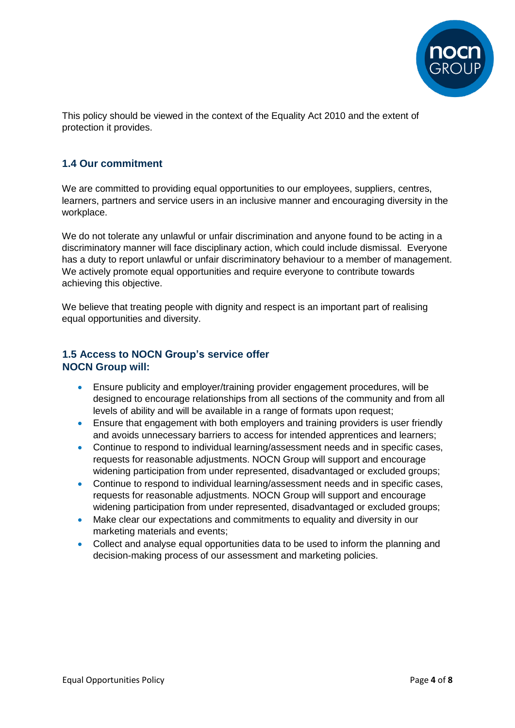This policy should be viewed in the context of the Equality Act 2010 and the extent of protection it provides.

### 1.4 Our commitment

We are committed to providing equal opportunities to our employees, suppliers, centres, learners, partners and service users in an inclusive manner and encouraging diversity in the workplace.

We do not tolerate any unlawful or unfair discrimination and anyone found to be acting in a discriminatory manner will face disciplinary action, which could include dismissal. Everyone has a duty to report unlawful or unfair discriminatory behaviour to a member of management. We actively promote equal opportunities and require everyone to contribute towards achieving this objective.

We believe that treating people with dignity and respect is an important part of realising equal opportunities and diversity.

### 1.5 Access to NOCN Group's service offer
**NOCN Group will:**

- Ensure publicity and employer/training provider engagement procedures, will be designed to encourage relationships from all sections of the community and from all levels of ability and will be available in a range of formats upon request;
- Ensure that engagement with both employers and training providers is user friendly and avoids unnecessary barriers to access for intended apprentices and learners;
- Continue to respond to individual learning/assessment needs and in specific cases, requests for reasonable adjustments. NOCN Group will support and encourage widening participation from under represented, disadvantaged or excluded groups;
- Continue to respond to individual learning/assessment needs and in specific cases, requests for reasonable adjustments. NOCN Group will support and encourage widening participation from under represented, disadvantaged or excluded groups;
- Make clear our expectations and commitments to equality and diversity in our marketing materials and events;
- Collect and analyse equal opportunities data to be used to inform the planning and decision-making process of our assessment and marketing policies.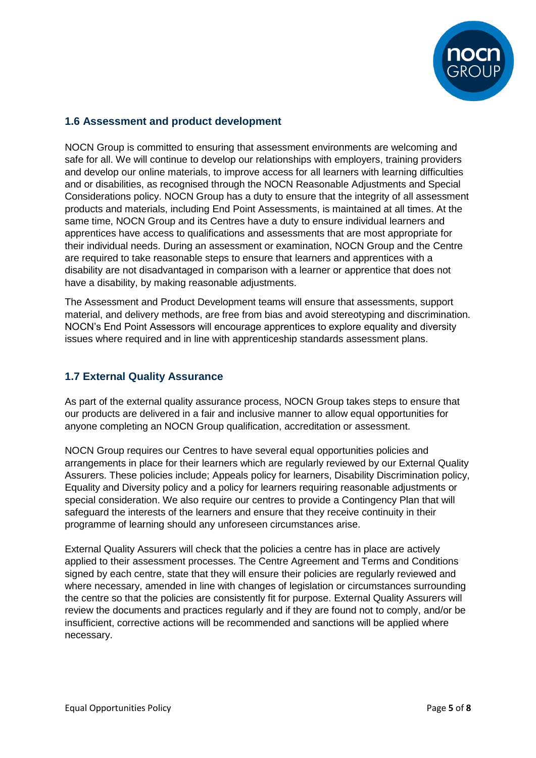## 1.6 Assessment and product development

NOCN Group is committed to ensuring that assessment environments are welcoming and safe for all. We will continue to develop our relationships with employers, training providers and develop our online materials, to improve access for all learners with learning difficulties and or disabilities, as recognised through the NOCN Reasonable Adjustments and Special Considerations policy. NOCN Group has a duty to ensure that the integrity of all assessment products and materials, including End Point Assessments, is maintained at all times. At the same time, NOCN Group and its Centres have a duty to ensure individual learners and apprentices have access to qualifications and assessments that are most appropriate for their individual needs. During an assessment or examination, NOCN Group and the Centre are required to take reasonable steps to ensure that learners and apprentices with a disability are not disadvantaged in comparison with a learner or apprentice that does not have a disability, by making reasonable adjustments.

The Assessment and Product Development teams will ensure that assessments, support material, and delivery methods, are free from bias and avoid stereotyping and discrimination. NOCN's End Point Assessors will encourage apprentices to explore equality and diversity issues where required and in line with apprenticeship standards assessment plans.

## 1.7 External Quality Assurance

As part of the external quality assurance process, NOCN Group takes steps to ensure that our products are delivered in a fair and inclusive manner to allow equal opportunities for anyone completing an NOCN Group qualification, accreditation or assessment.

NOCN Group requires our Centres to have several equal opportunities policies and arrangements in place for their learners which are regularly reviewed by our External Quality Assurers. These policies include; Appeals policy for learners, Disability Discrimination policy, Equality and Diversity policy and a policy for learners requiring reasonable adjustments or special consideration. We also require our centres to provide a Contingency Plan that will safeguard the interests of the learners and ensure that they receive continuity in their programme of learning should any unforeseen circumstances arise.

External Quality Assurers will check that the policies a centre has in place are actively applied to their assessment processes. The Centre Agreement and Terms and Conditions signed by each centre, state that they will ensure their policies are regularly reviewed and where necessary, amended in line with changes of legislation or circumstances surrounding the centre so that the policies are consistently fit for purpose. External Quality Assurers will review the documents and practices regularly and if they are found not to comply, and/or be insufficient, corrective actions will be recommended and sanctions will be applied where necessary.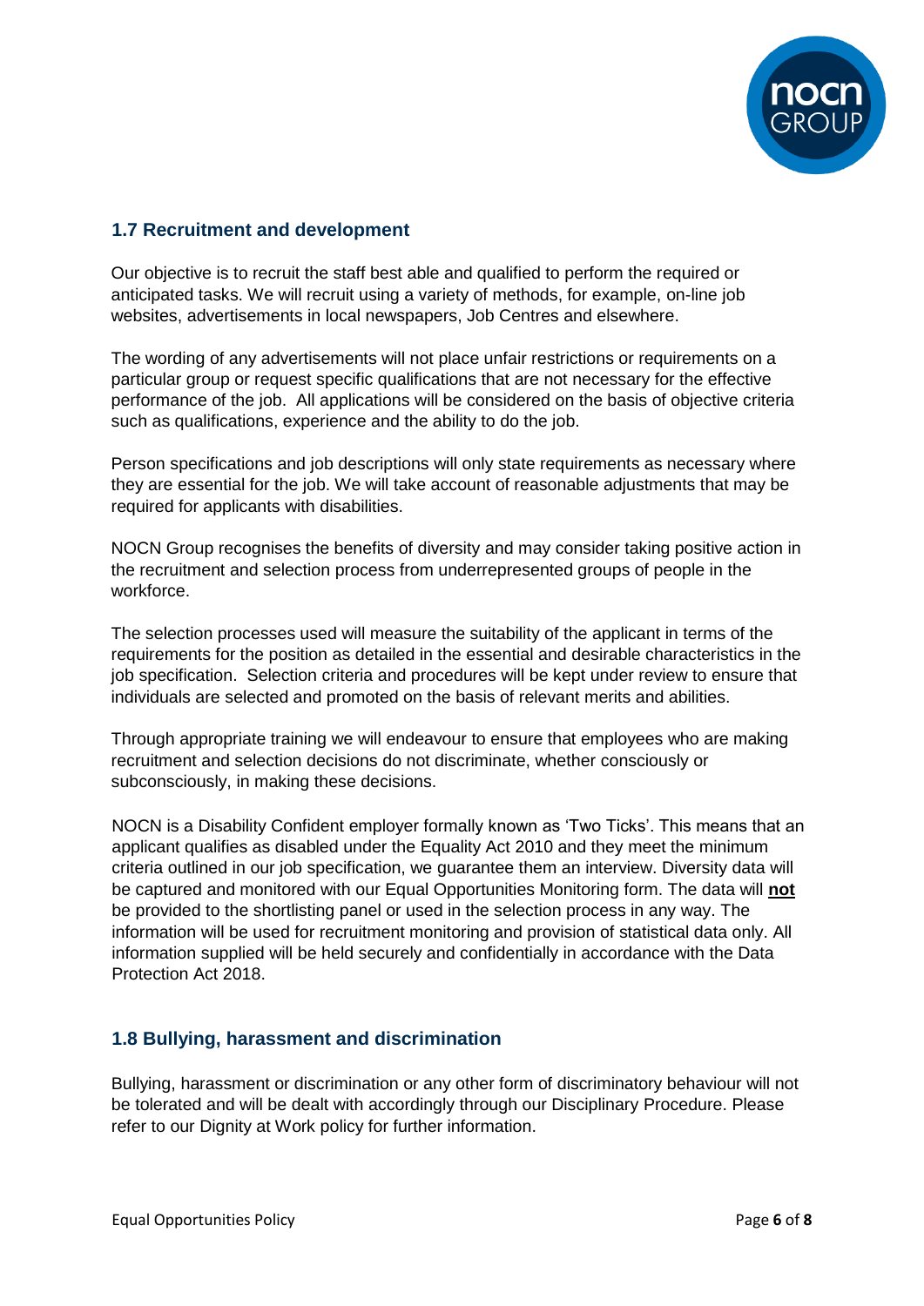## 1.7 Recruitment and development

Our objective is to recruit the staff best able and qualified to perform the required or anticipated tasks. We will recruit using a variety of methods, for example, on-line job websites, advertisements in local newspapers, Job Centres and elsewhere.

The wording of any advertisements will not place unfair restrictions or requirements on a particular group or request specific qualifications that are not necessary for the effective performance of the job. All applications will be considered on the basis of objective criteria such as qualifications, experience and the ability to do the job.

Person specifications and job descriptions will only state requirements as necessary where they are essential for the job. We will take account of reasonable adjustments that may be required for applicants with disabilities.

NOCN Group recognises the benefits of diversity and may consider taking positive action in the recruitment and selection process from underrepresented groups of people in the workforce.

The selection processes used will measure the suitability of the applicant in terms of the requirements for the position as detailed in the essential and desirable characteristics in the job specification. Selection criteria and procedures will be kept under review to ensure that individuals are selected and promoted on the basis of relevant merits and abilities.

Through appropriate training we will endeavour to ensure that employees who are making recruitment and selection decisions do not discriminate, whether consciously or subconsciously, in making these decisions.

NOCN is a Disability Confident employer formally known as 'Two Ticks'. This means that an applicant qualifies as disabled under the Equality Act 2010 and they meet the minimum criteria outlined in our job specification, we guarantee them an interview. Diversity data will be captured and monitored with our Equal Opportunities Monitoring form. The data will **<u>not</u>** be provided to the shortlisting panel or used in the selection process in any way. The information will be used for recruitment monitoring and provision of statistical data only. All information supplied will be held securely and confidentially in accordance with the Data Protection Act 2018.

## 1.8 Bullying, harassment and discrimination

Bullying, harassment or discrimination or any other form of discriminatory behaviour will not be tolerated and will be dealt with accordingly through our Disciplinary Procedure. Please refer to our Dignity at Work policy for further information.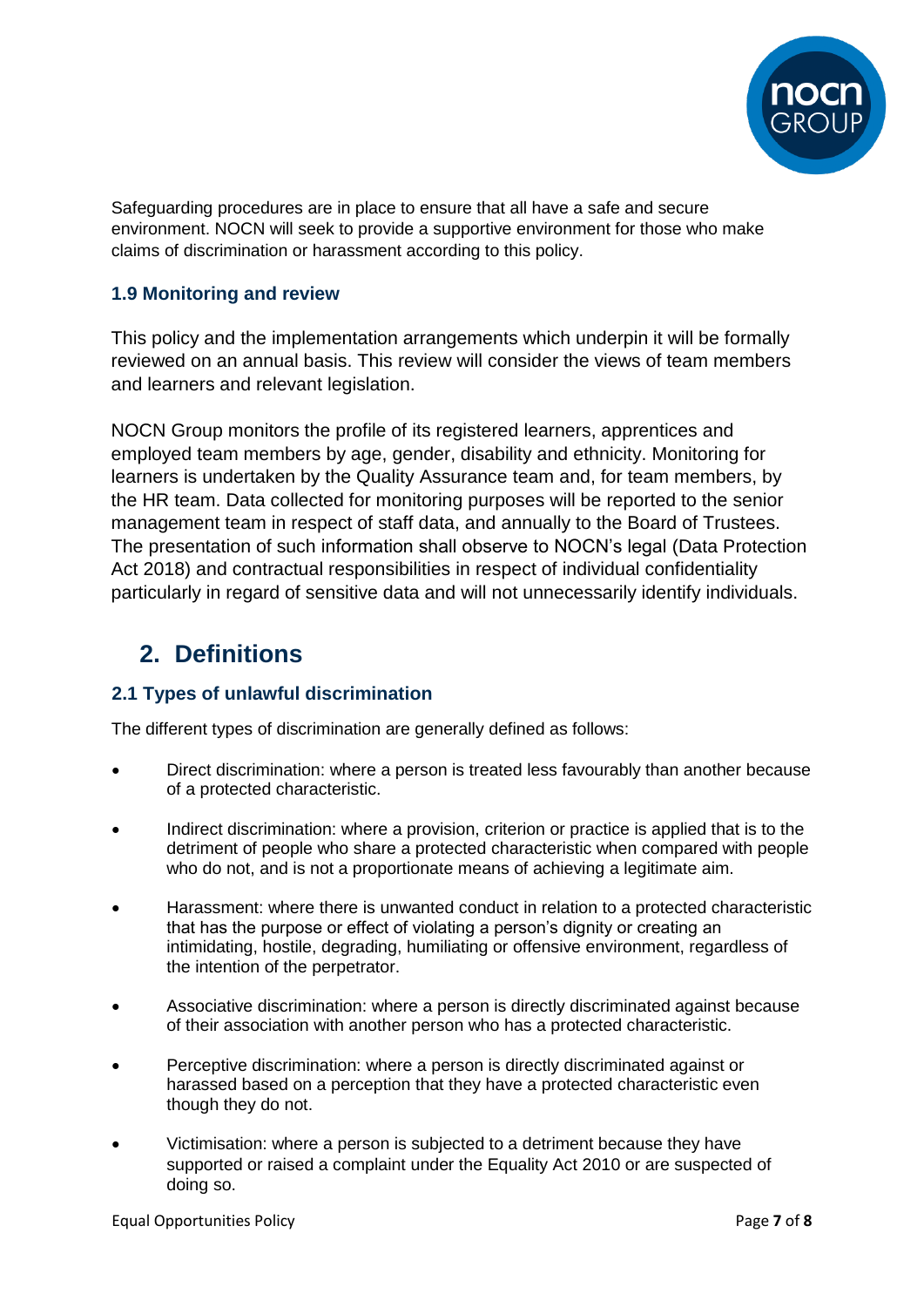Safeguarding procedures are in place to ensure that all have a safe and secure environment. NOCN will seek to provide a supportive environment for those who make claims of discrimination or harassment according to this policy.

### 1.9 Monitoring and review

This policy and the implementation arrangements which underpin it will be formally reviewed on an annual basis. This review will consider the views of team members and learners and relevant legislation.

NOCN Group monitors the profile of its registered learners, apprentices and employed team members by age, gender, disability and ethnicity. Monitoring for learners is undertaken by the Quality Assurance team and, for team members, by the HR team. Data collected for monitoring purposes will be reported to the senior management team in respect of staff data, and annually to the Board of Trustees. The presentation of such information shall observe to NOCN's legal (Data Protection Act 2018) and contractual responsibilities in respect of individual confidentiality particularly in regard of sensitive data and will not unnecessarily identify individuals.

## 2. Definitions

### 2.1 Types of unlawful discrimination

The different types of discrimination are generally defined as follows:

- Direct discrimination: where a person is treated less favourably than another because of a protected characteristic.
- Indirect discrimination: where a provision, criterion or practice is applied that is to the detriment of people who share a protected characteristic when compared with people who do not, and is not a proportionate means of achieving a legitimate aim.
- Harassment: where there is unwanted conduct in relation to a protected characteristic that has the purpose or effect of violating a person's dignity or creating an intimidating, hostile, degrading, humiliating or offensive environment, regardless of the intention of the perpetrator.
- Associative discrimination: where a person is directly discriminated against because of their association with another person who has a protected characteristic.
- Perceptive discrimination: where a person is directly discriminated against or harassed based on a perception that they have a protected characteristic even though they do not.
- Victimisation: where a person is subjected to a detriment because they have supported or raised a complaint under the Equality Act 2010 or are suspected of doing so.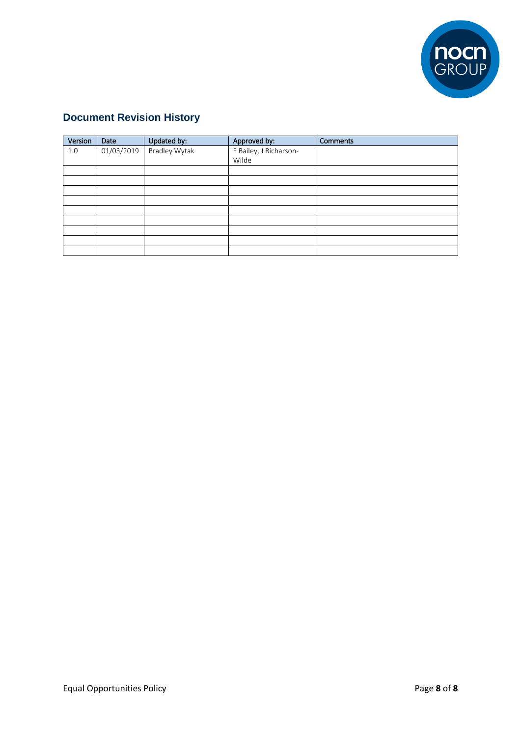## Document Revision History

| Version | Date | Updated by: | Approved by: | Comments |
|---|---|---|---|---|
| 1.0 | 01/03/2019 | Bradley Wytak | F Bailey, J Richarson-Wilde | |
| | | | | |
| | | | | |
| | | | | |
| | | | | |
| | | | | |
| | | | | |
| | | | | |
| | | | | |
| | | | | |